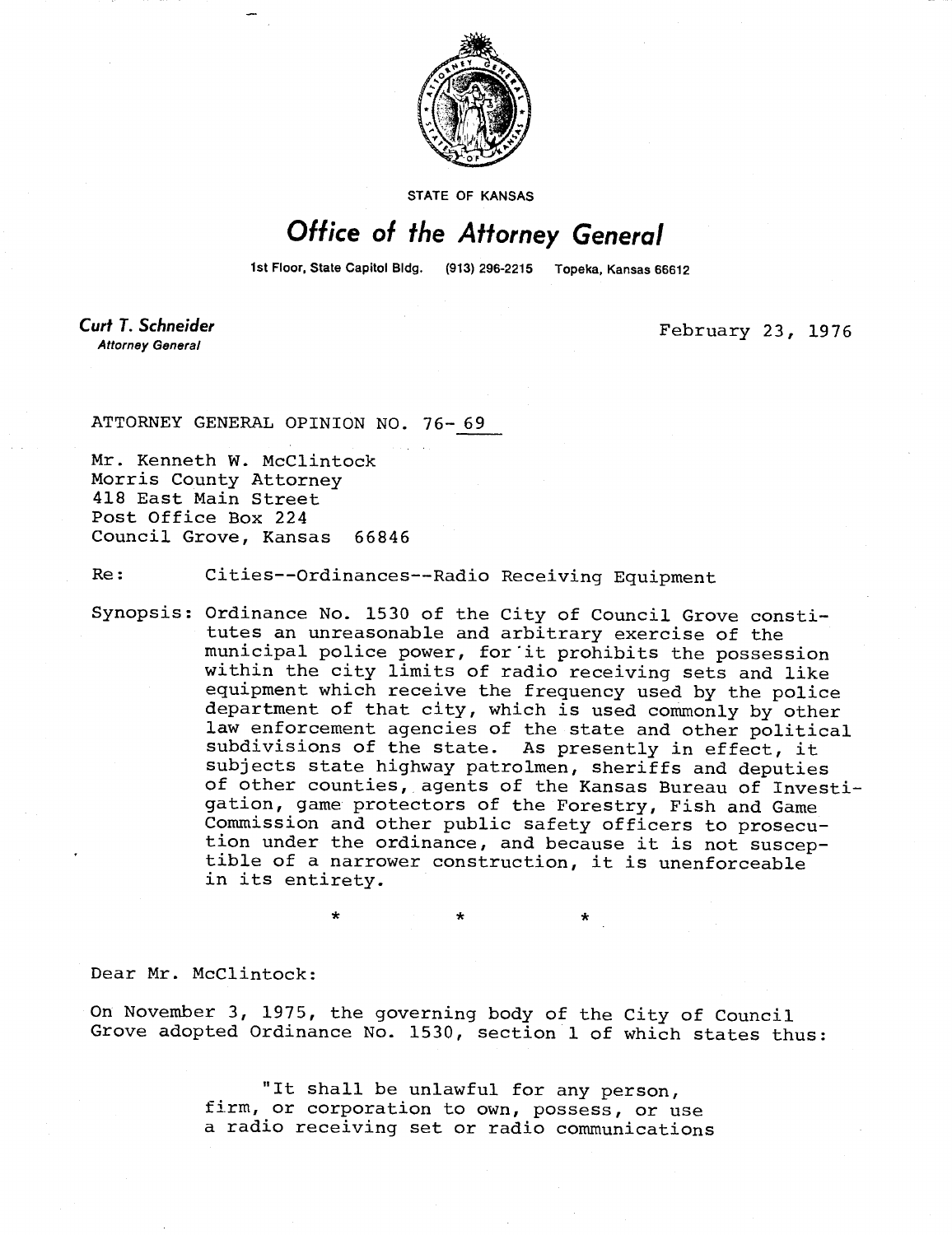STATE OF KANSAS

# Office of the Attorney General

1st Floor, State Capitol Bldg. (913) 296-2215 Topeka, Kansas 66612

**Curt T. Schneider**
*Attorney General*

February 23, 1976

ATTORNEY GENERAL OPINION NO. 76-69

Mr. Kenneth W. McClintock
Morris County Attorney
418 East Main Street
Post Office Box 224
Council Grove, Kansas 66846

Re: Cities--Ordinances--Radio Receiving Equipment

Synopsis: Ordinance No. 1530 of the City of Council Grove constitutes an unreasonable and arbitrary exercise of the municipal police power, for it prohibits the possession within the city limits of radio receiving sets and like equipment which receive the frequency used by the police department of that city, which is used commonly by other law enforcement agencies of the state and other political subdivisions of the state. As presently in effect, it subjects state highway patrolmen, sheriffs and deputies of other counties, agents of the Kansas Bureau of Investigation, game protectors of the Forestry, Fish and Game Commission and other public safety officers to prosecution under the ordinance, and because it is not susceptible of a narrower construction, it is unenforceable in its entirety.

\* \* \*

Dear Mr. McClintock:

On November 3, 1975, the governing body of the City of Council Grove adopted Ordinance No. 1530, section 1 of which states thus:

> "It shall be unlawful for any person, firm, or corporation to own, possess, or use a radio receiving set or radio communications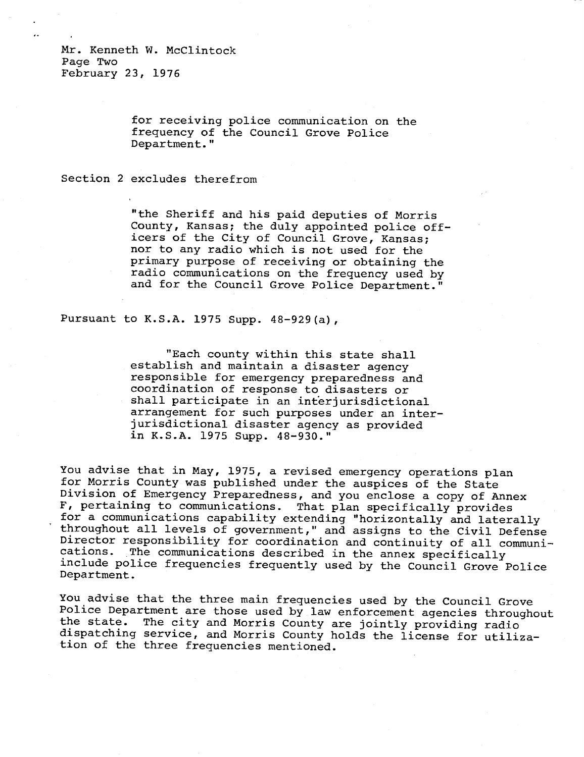Mr. Kenneth W. McClintock
Page Two
February 23, 1976

> for receiving police communication on the frequency of the Council Grove Police Department."

Section 2 excludes therefrom

> "the Sheriff and his paid deputies of Morris County, Kansas; the duly appointed police officers of the City of Council Grove, Kansas; nor to any radio which is not used for the primary purpose of receiving or obtaining the radio communications on the frequency used by and for the Council Grove Police Department."

Pursuant to K.S.A. 1975 Supp. 48-929(a),

> "Each county within this state shall establish and maintain a disaster agency responsible for emergency preparedness and coordination of response to disasters or shall participate in an interjurisdictional arrangement for such purposes under an interjurisdictional disaster agency as provided in K.S.A. 1975 Supp. 48-930."

You advise that in May, 1975, a revised emergency operations plan for Morris County was published under the auspices of the State Division of Emergency Preparedness, and you enclose a copy of Annex F, pertaining to communications. That plan specifically provides for a communications capability extending "horizontally and laterally throughout all levels of government," and assigns to the Civil Defense Director responsibility for coordination and continuity of all communications. The communications described in the annex specifically include police frequencies frequently used by the Council Grove Police Department.

You advise that the three main frequencies used by the Council Grove Police Department are those used by law enforcement agencies throughout the state. The city and Morris County are jointly providing radio dispatching service, and Morris County holds the license for utilization of the three frequencies mentioned.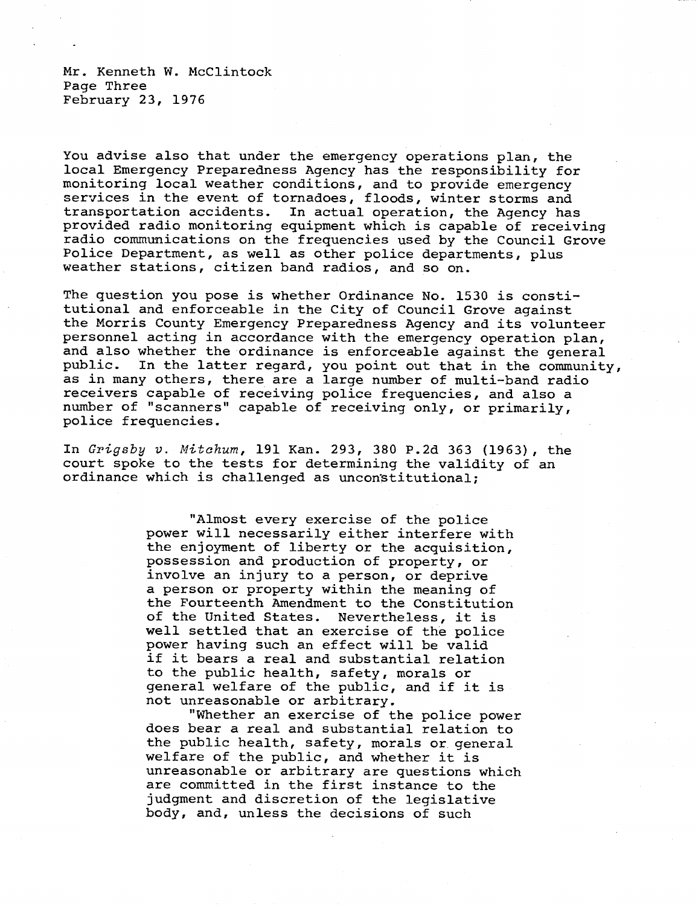Mr. Kenneth W. McClintock
Page Three
February 23, 1976

You advise also that under the emergency operations plan, the local Emergency Preparedness Agency has the responsibility for monitoring local weather conditions, and to provide emergency services in the event of tornadoes, floods, winter storms and transportation accidents. In actual operation, the Agency has provided radio monitoring equipment which is capable of receiving radio communications on the frequencies used by the Council Grove Police Department, as well as other police departments, plus weather stations, citizen band radios, and so on.

The question you pose is whether Ordinance No. 1530 is constitutional and enforceable in the City of Council Grove against the Morris County Emergency Preparedness Agency and its volunteer personnel acting in accordance with the emergency operation plan, and also whether the ordinance is enforceable against the general public. In the latter regard, you point out that in the community, as in many others, there are a large number of multi-band radio receivers capable of receiving police frequencies, and also a number of "scanners" capable of receiving only, or primarily, police frequencies.

In *Grigsby v. Mitchum*, 191 Kan. 293, 380 P.2d 363 (1963), the court spoke to the tests for determining the validity of an ordinance which is challenged as unconstitutional;

> "Almost every exercise of the police power will necessarily either interfere with the enjoyment of liberty or the acquisition, possession and production of property, or involve an injury to a person, or deprive a person or property within the meaning of the Fourteenth Amendment to the Constitution of the United States. Nevertheless, it is well settled that an exercise of the police power having such an effect will be valid if it bears a real and substantial relation to the public health, safety, morals or general welfare of the public, and if it is not unreasonable or arbitrary.
>
> "Whether an exercise of the police power does bear a real and substantial relation to the public health, safety, morals or general welfare of the public, and whether it is unreasonable or arbitrary are questions which are committed in the first instance to the judgment and discretion of the legislative body, and, unless the decisions of such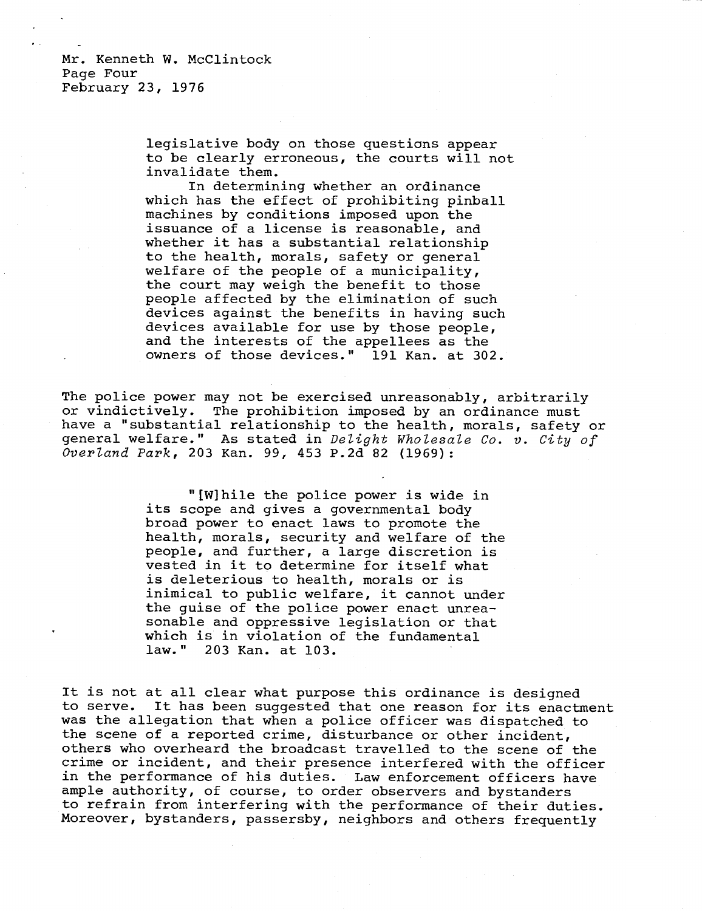Mr. Kenneth W. McClintock
Page Four
February 23, 1976

> legislative body on those questions appear to be clearly erroneous, the courts will not invalidate them.
>
> In determining whether an ordinance which has the effect of prohibiting pinball machines by conditions imposed upon the issuance of a license is reasonable, and whether it has a substantial relationship to the health, morals, safety or general welfare of the people of a municipality, the court may weigh the benefit to those people affected by the elimination of such devices against the benefits in having such devices available for use by those people, and the interests of the appellees as the owners of those devices." 191 Kan. at 302.

The police power may not be exercised unreasonably, arbitrarily or vindictively. The prohibition imposed by an ordinance must have a "substantial relationship to the health, morals, safety or general welfare." As stated in *Delight Wholesale Co. v. City of Overland Park*, 203 Kan. 99, 453 P.2d 82 (1969):

> "[W]hile the police power is wide in its scope and gives a governmental body broad power to enact laws to promote the health, morals, security and welfare of the people, and further, a large discretion is vested in it to determine for itself what is deleterious to health, morals or is inimical to public welfare, it cannot under the guise of the police power enact unreasonable and oppressive legislation or that which is in violation of the fundamental law." 203 Kan. at 103.

It is not at all clear what purpose this ordinance is designed to serve. It has been suggested that one reason for its enactment was the allegation that when a police officer was dispatched to the scene of a reported crime, disturbance or other incident, others who overheard the broadcast travelled to the scene of the crime or incident, and their presence interfered with the officer in the performance of his duties. Law enforcement officers have ample authority, of course, to order observers and bystanders to refrain from interfering with the performance of their duties. Moreover, bystanders, passersby, neighbors and others frequently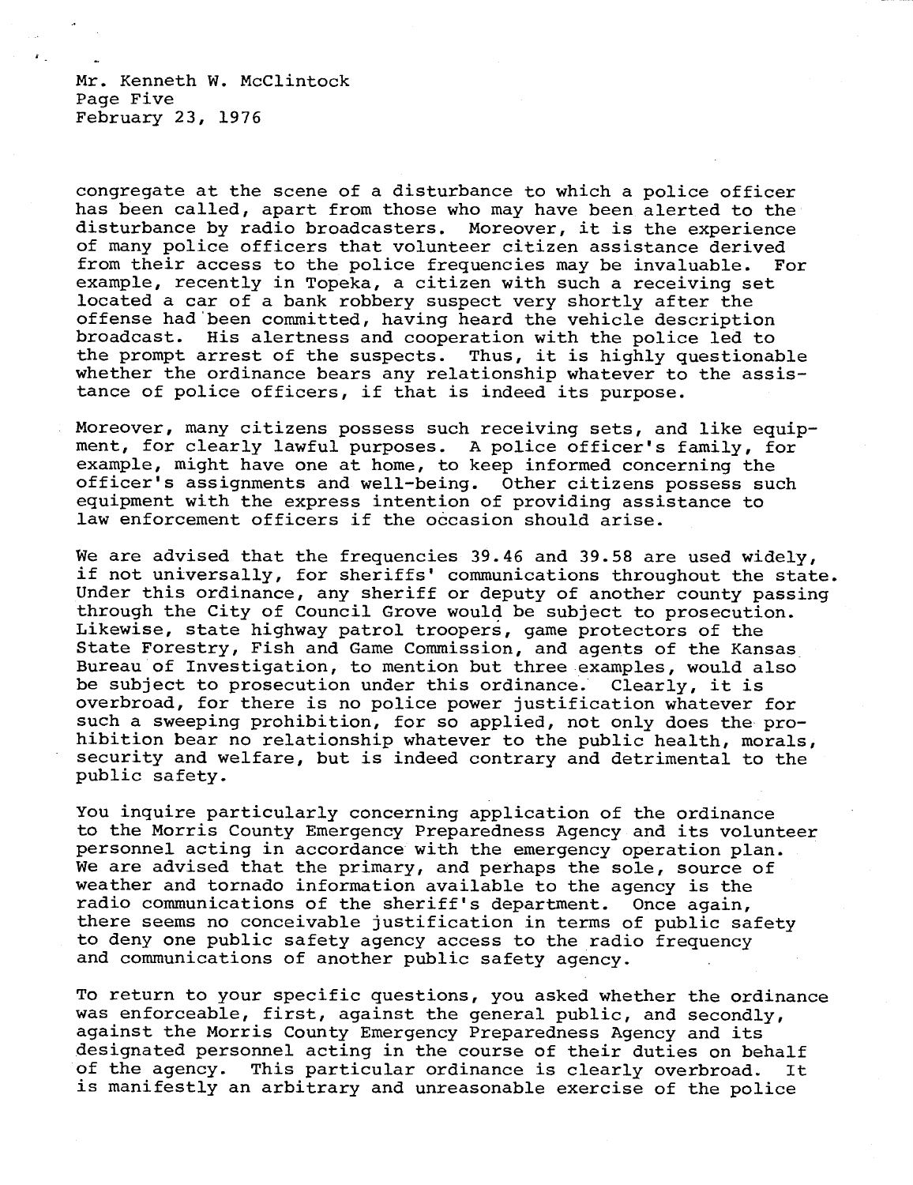congregate at the scene of a disturbance to which a police officer has been called, apart from those who may have been alerted to the disturbance by radio broadcasters. Moreover, it is the experience of many police officers that volunteer citizen assistance derived from their access to the police frequencies may be invaluable. For example, recently in Topeka, a citizen with such a receiving set located a car of a bank robbery suspect very shortly after the offense had been committed, having heard the vehicle description broadcast. His alertness and cooperation with the police led to the prompt arrest of the suspects. Thus, it is highly questionable whether the ordinance bears any relationship whatever to the assistance of police officers, if that is indeed its purpose.

Moreover, many citizens possess such receiving sets, and like equipment, for clearly lawful purposes. A police officer's family, for example, might have one at home, to keep informed concerning the officer's assignments and well-being. Other citizens possess such equipment with the express intention of providing assistance to law enforcement officers if the occasion should arise.

We are advised that the frequencies 39.46 and 39.58 are used widely, if not universally, for sheriffs' communications throughout the state. Under this ordinance, any sheriff or deputy of another county passing through the City of Council Grove would be subject to prosecution. Likewise, state highway patrol troopers, game protectors of the State Forestry, Fish and Game Commission, and agents of the Kansas Bureau of Investigation, to mention but three examples, would also be subject to prosecution under this ordinance. Clearly, it is overbroad, for there is no police power justification whatever for such a sweeping prohibition, for so applied, not only does the prohibition bear no relationship whatever to the public health, morals, security and welfare, but is indeed contrary and detrimental to the public safety.

You inquire particularly concerning application of the ordinance to the Morris County Emergency Preparedness Agency and its volunteer personnel acting in accordance with the emergency operation plan. We are advised that the primary, and perhaps the sole, source of weather and tornado information available to the agency is the radio communications of the sheriff's department. Once again, there seems no conceivable justification in terms of public safety to deny one public safety agency access to the radio frequency and communications of another public safety agency.

To return to your specific questions, you asked whether the ordinance was enforceable, first, against the general public, and secondly, against the Morris County Emergency Preparedness Agency and its designated personnel acting in the course of their duties on behalf of the agency. This particular ordinance is clearly overbroad. It is manifestly an arbitrary and unreasonable exercise of the police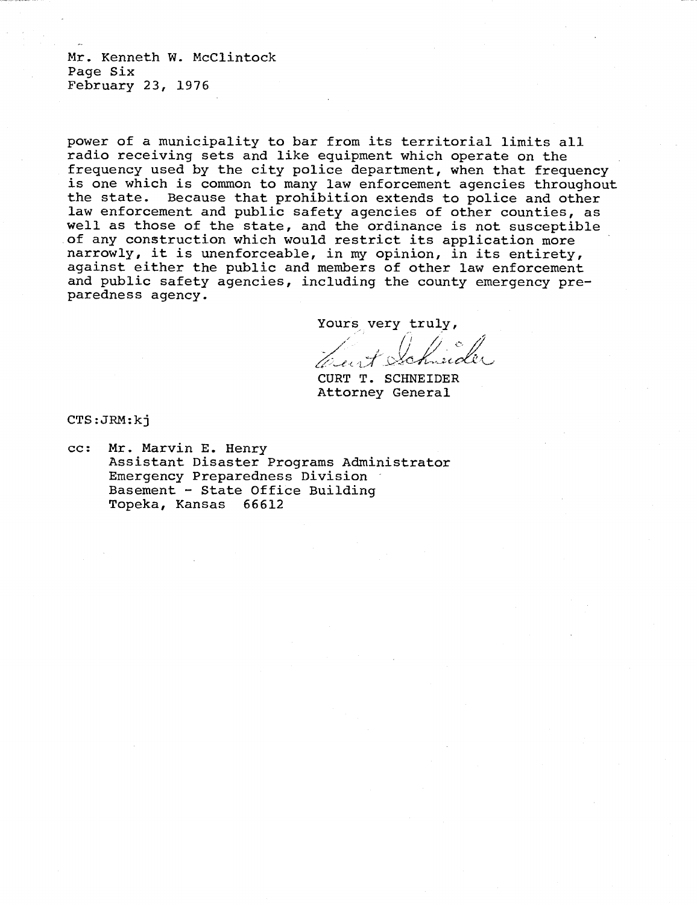power of a municipality to bar from its territorial limits all radio receiving sets and like equipment which operate on the frequency used by the city police department, when that frequency is one which is common to many law enforcement agencies throughout the state. Because that prohibition extends to police and other law enforcement and public safety agencies of other counties, as well as those of the state, and the ordinance is not susceptible of any construction which would restrict its application more narrowly, it is unenforceable, in my opinion, in its entirety, against either the public and members of other law enforcement and public safety agencies, including the county emergency preparedness agency.

Yours very truly,

Curt Schneider

CURT T. SCHNEIDER
Attorney General

CTS:JRM:kj

cc: Mr. Marvin E. Henry
Assistant Disaster Programs Administrator
Emergency Preparedness Division
Basement - State Office Building
Topeka, Kansas 66612